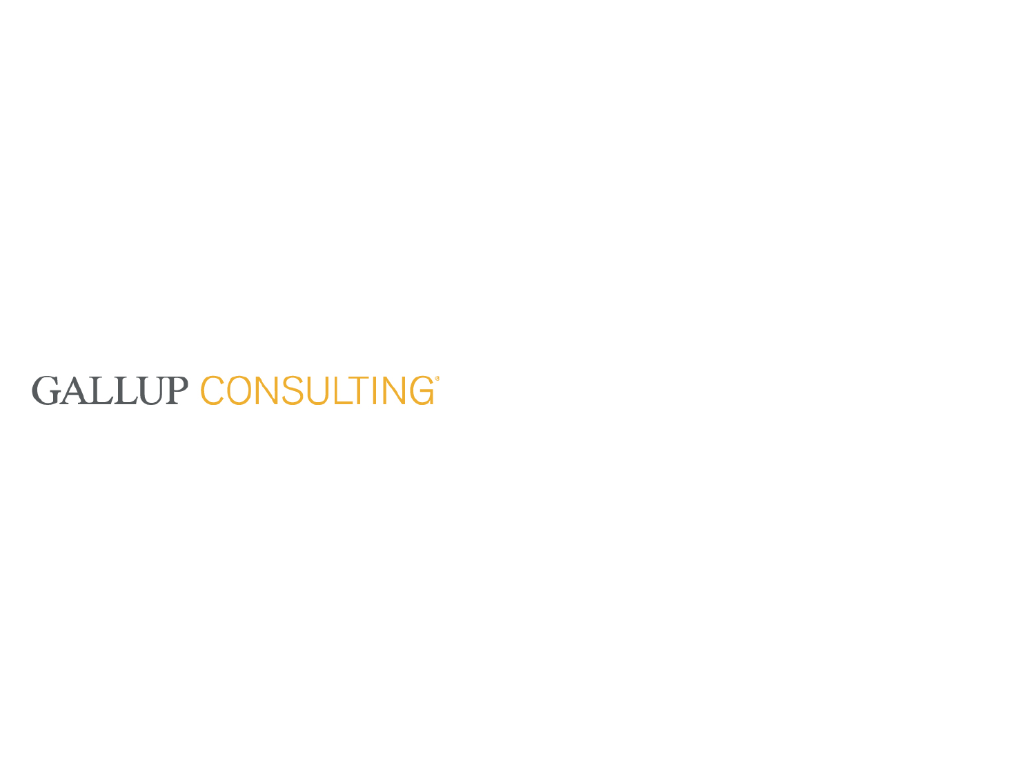GALLUP CONSULTING®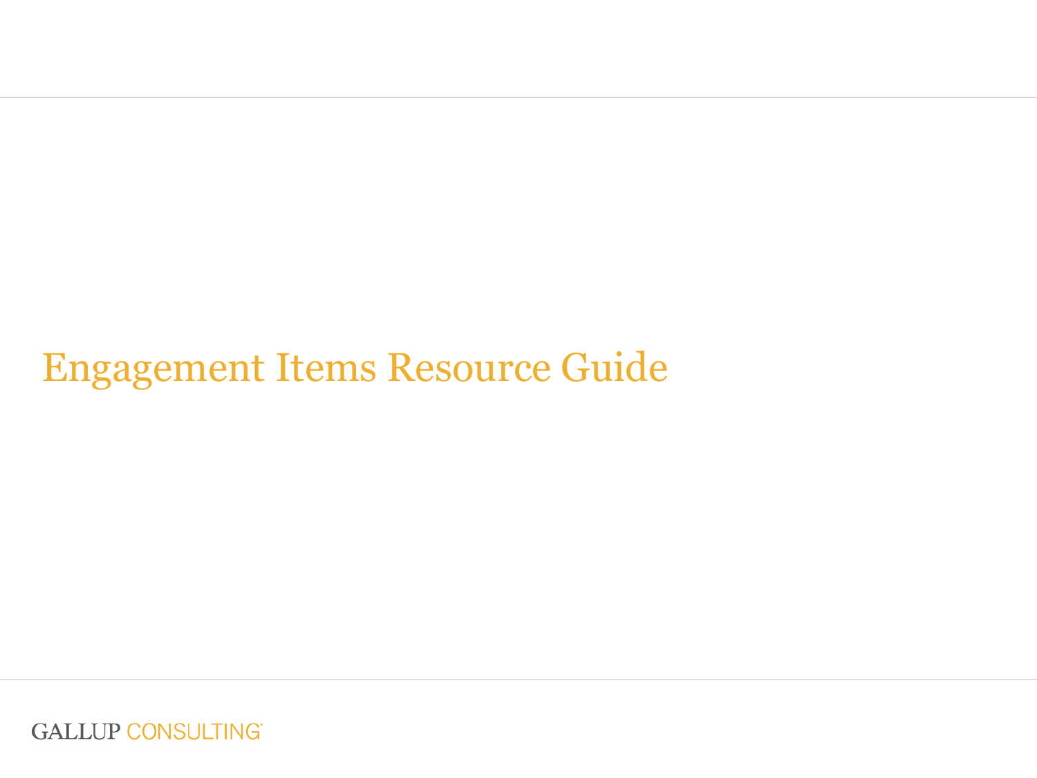# Engagement Items Resource Guide

GALLUP CONSULTING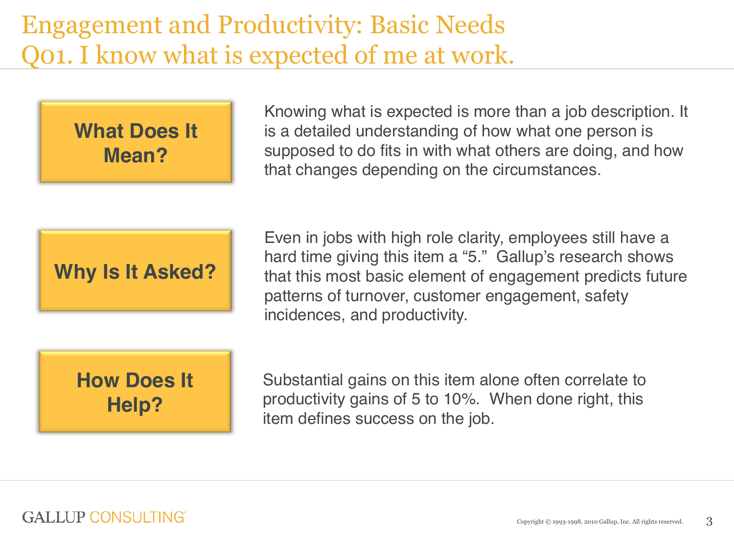# Engagement and Productivity: Basic Needs
# Q01. I know what is expected of me at work.

**What Does It Mean?**

Knowing what is expected is more than a job description. It is a detailed understanding of how what one person is supposed to do fits in with what others are doing, and how that changes depending on the circumstances.

**Why Is It Asked?**

Even in jobs with high role clarity, employees still have a hard time giving this item a "5." Gallup's research shows that this most basic element of engagement predicts future patterns of turnover, customer engagement, safety incidences, and productivity.

**How Does It Help?**

Substantial gains on this item alone often correlate to productivity gains of 5 to 10%. When done right, this item defines success on the job.

GALLUP CONSULTING®

Copyright © 1993-1998, 2010 Gallup, Inc. All rights reserved.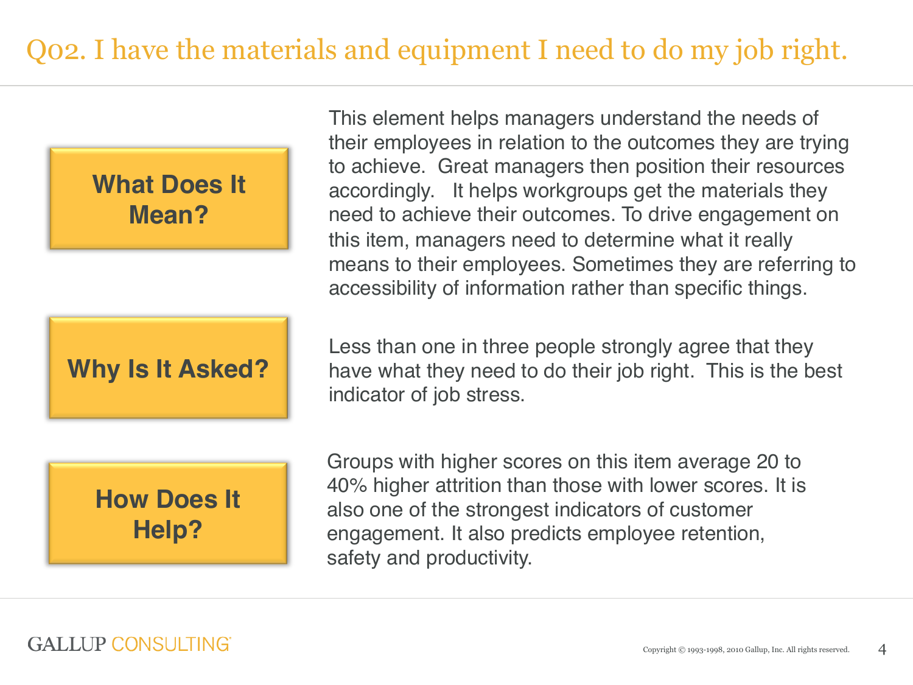# Q02. I have the materials and equipment I need to do my job right.

## What Does It Mean?

This element helps managers understand the needs of their employees in relation to the outcomes they are trying to achieve. Great managers then position their resources accordingly. It helps workgroups get the materials they need to achieve their outcomes. To drive engagement on this item, managers need to determine what it really means to their employees. Sometimes they are referring to accessibility of information rather than specific things.

## Why Is It Asked?

Less than one in three people strongly agree that they have what they need to do their job right. This is the best indicator of job stress.

## How Does It Help?

Groups with higher scores on this item average 20 to 40% higher attrition than those with lower scores. It is also one of the strongest indicators of customer engagement. It also predicts employee retention, safety and productivity.

GALLUP CONSULTING

Copyright © 1993-1998, 2010 Gallup, Inc. All rights reserved.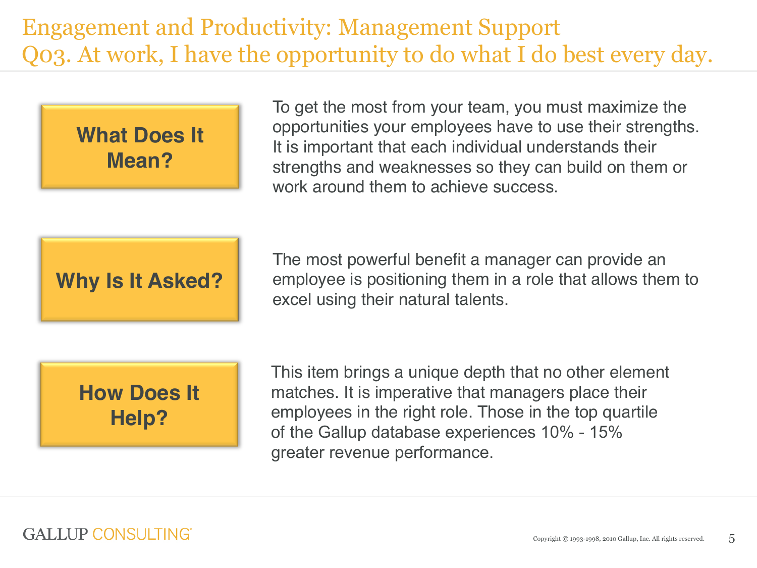# Engagement and Productivity: Management Support
## Q03. At work, I have the opportunity to do what I do best every day.

**What Does It Mean?**

To get the most from your team, you must maximize the opportunities your employees have to use their strengths. It is important that each individual understands their strengths and weaknesses so they can build on them or work around them to achieve success.

**Why Is It Asked?**

The most powerful benefit a manager can provide an employee is positioning them in a role that allows them to excel using their natural talents.

**How Does It Help?**

This item brings a unique depth that no other element matches. It is imperative that managers place their employees in the right role. Those in the top quartile of the Gallup database experiences 10% - 15% greater revenue performance.

GALLUP CONSULTING

Copyright © 1993-1998, 2010 Gallup, Inc. All rights reserved.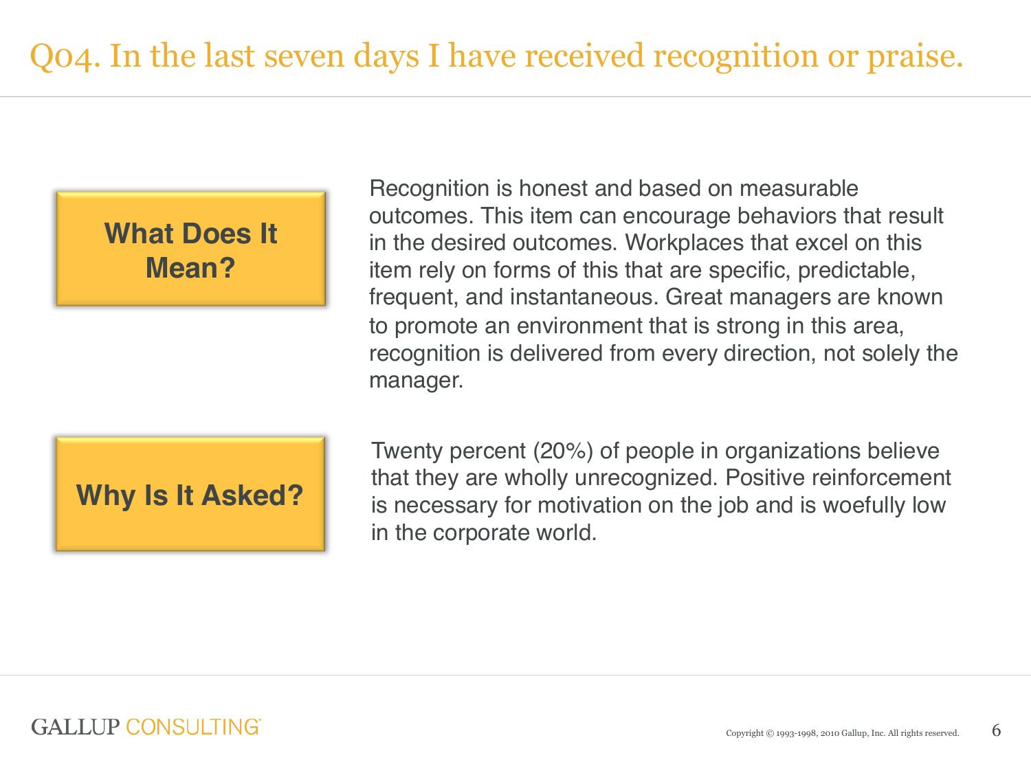# Q04. In the last seven days I have received recognition or praise.

**What Does It Mean?**

Recognition is honest and based on measurable outcomes. This item can encourage behaviors that result in the desired outcomes. Workplaces that excel on this item rely on forms of this that are specific, predictable, frequent, and instantaneous. Great managers are known to promote an environment that is strong in this area, recognition is delivered from every direction, not solely the manager.

**Why Is It Asked?**

Twenty percent (20%) of people in organizations believe that they are wholly unrecognized. Positive reinforcement is necessary for motivation on the job and is woefully low in the corporate world.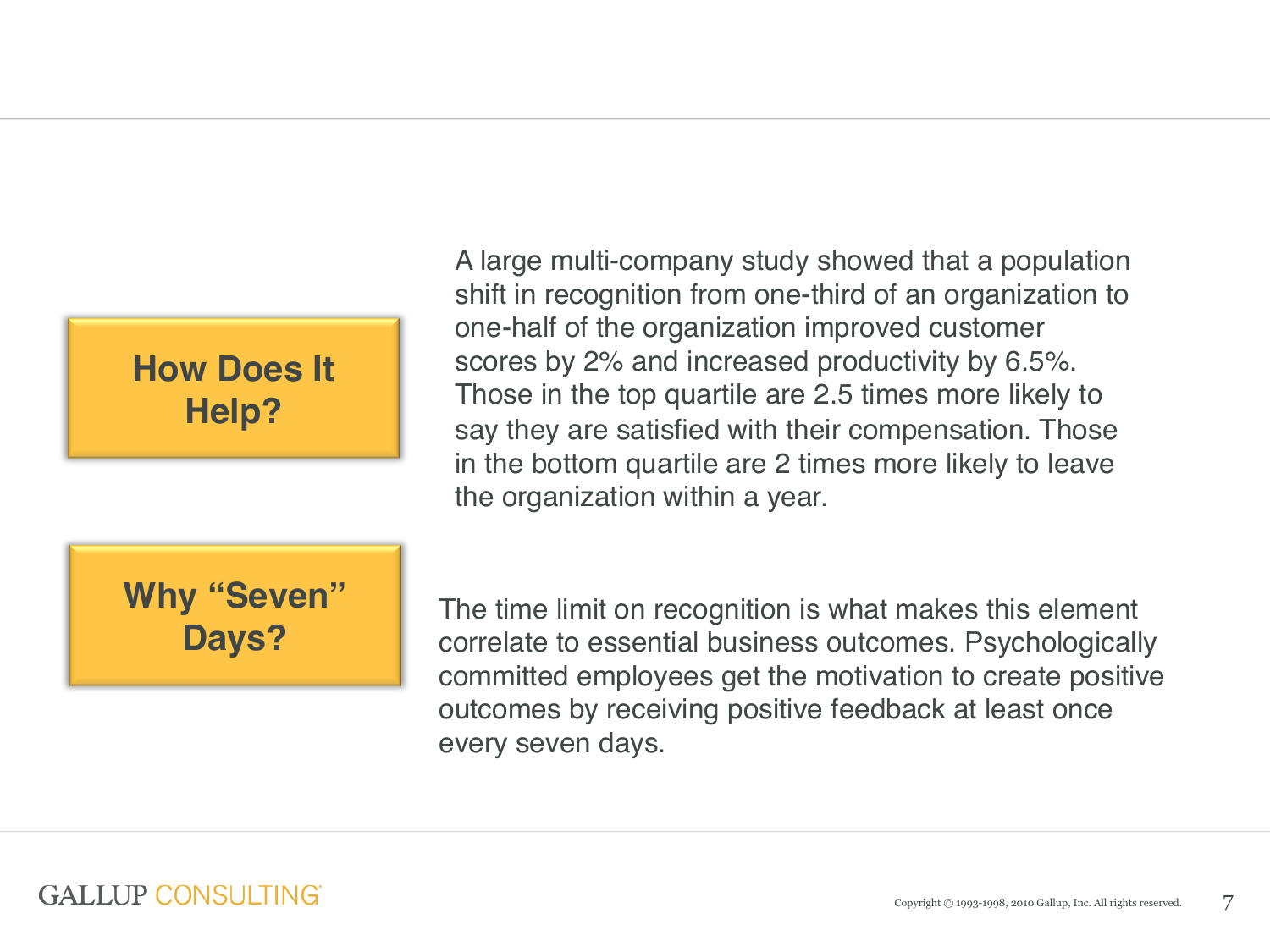## How Does It Help?

A large multi-company study showed that a population shift in recognition from one-third of an organization to one-half of the organization improved customer scores by 2% and increased productivity by 6.5%. Those in the top quartile are 2.5 times more likely to say they are satisfied with their compensation. Those in the bottom quartile are 2 times more likely to leave the organization within a year.

## Why "Seven" Days?

The time limit on recognition is what makes this element correlate to essential business outcomes. Psychologically committed employees get the motivation to create positive outcomes by receiving positive feedback at least once every seven days.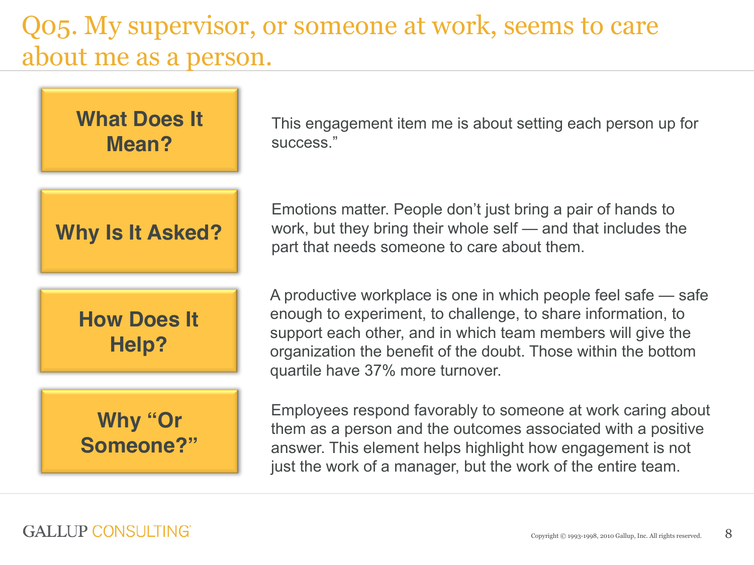# Q05. My supervisor, or someone at work, seems to care about me as a person.

**What Does It Mean?**

This engagement item me is about setting each person up for success."

**Why Is It Asked?**

Emotions matter. People don't just bring a pair of hands to work, but they bring their whole self — and that includes the part that needs someone to care about them.

**How Does It Help?**

A productive workplace is one in which people feel safe — safe enough to experiment, to challenge, to share information, to support each other, and in which team members will give the organization the benefit of the doubt. Those within the bottom quartile have 37% more turnover.

**Why "Or Someone?"**

Employees respond favorably to someone at work caring about them as a person and the outcomes associated with a positive answer. This element helps highlight how engagement is not just the work of a manager, but the work of the entire team.

GALLUP CONSULTING

Copyright © 1993-1998, 2010 Gallup, Inc. All rights reserved.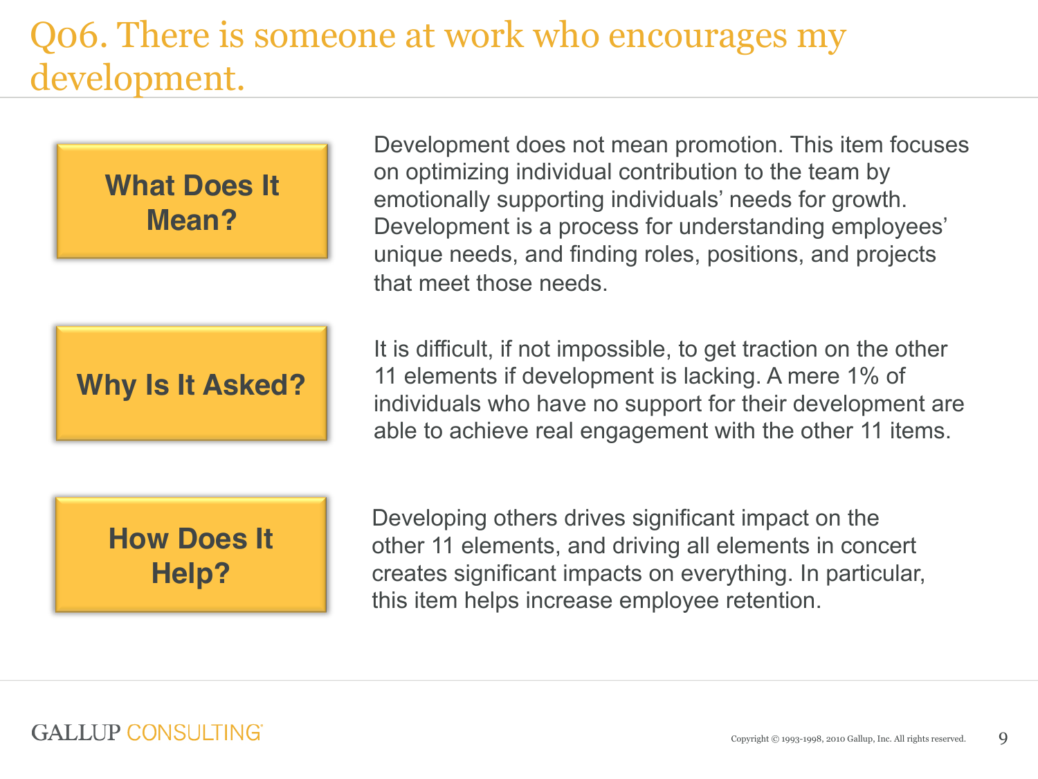# Q06. There is someone at work who encourages my development.

**What Does It Mean?**

Development does not mean promotion. This item focuses on optimizing individual contribution to the team by emotionally supporting individuals' needs for growth. Development is a process for understanding employees' unique needs, and finding roles, positions, and projects that meet those needs.

**Why Is It Asked?**

It is difficult, if not impossible, to get traction on the other 11 elements if development is lacking. A mere 1% of individuals who have no support for their development are able to achieve real engagement with the other 11 items.

**How Does It Help?**

Developing others drives significant impact on the other 11 elements, and driving all elements in concert creates significant impacts on everything. In particular, this item helps increase employee retention.

GALLUP CONSULTING

Copyright © 1993-1998, 2010 Gallup, Inc. All rights reserved.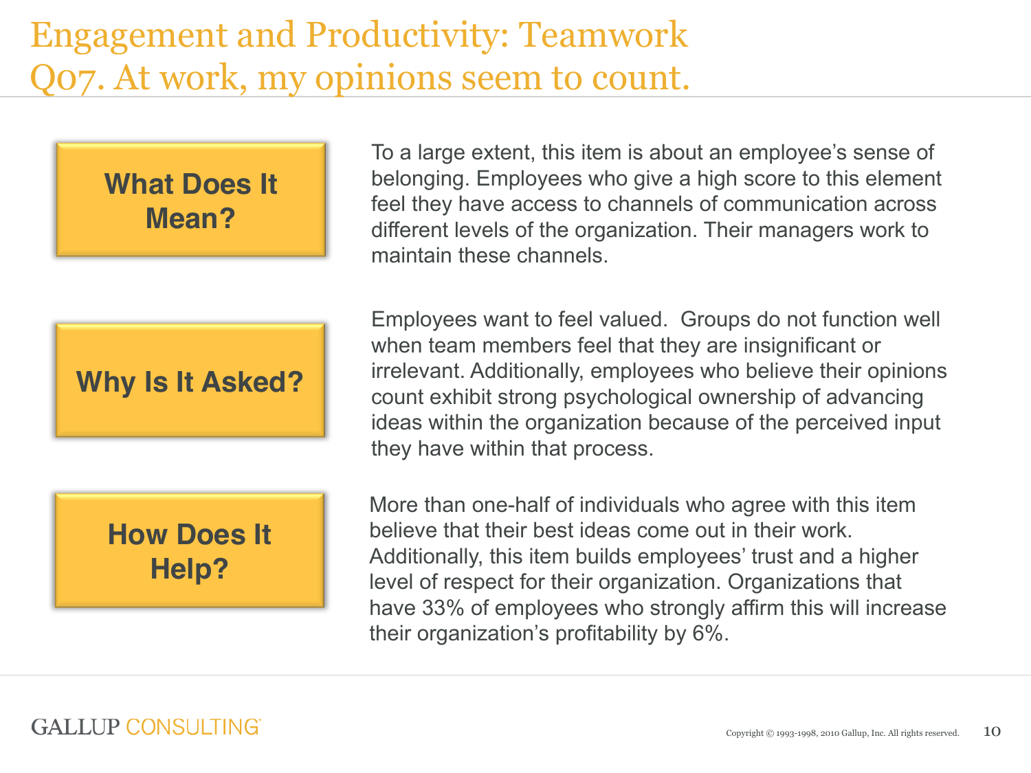# Engagement and Productivity: Teamwork
# Q07. At work, my opinions seem to count.

**What Does It Mean?**

To a large extent, this item is about an employee's sense of belonging. Employees who give a high score to this element feel they have access to channels of communication across different levels of the organization. Their managers work to maintain these channels.

**Why Is It Asked?**

Employees want to feel valued. Groups do not function well when team members feel that they are insignificant or irrelevant. Additionally, employees who believe their opinions count exhibit strong psychological ownership of advancing ideas within the organization because of the perceived input they have within that process.

**How Does It Help?**

More than one-half of individuals who agree with this item believe that their best ideas come out in their work. Additionally, this item builds employees' trust and a higher level of respect for their organization. Organizations that have 33% of employees who strongly affirm this will increase their organization's profitability by 6%.

GALLUP CONSULTING

Copyright © 1993-1998, 2010 Gallup, Inc. All rights reserved.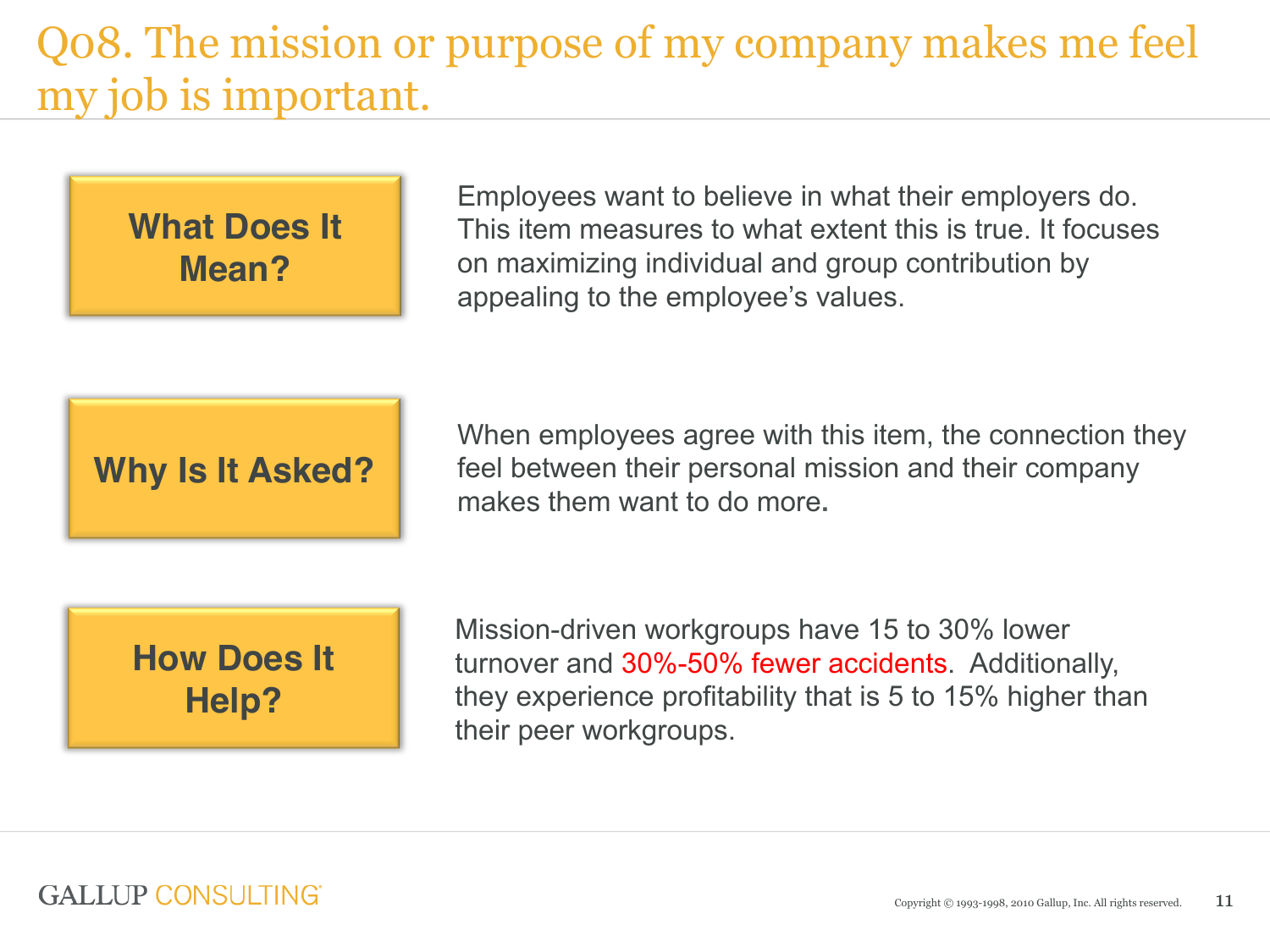# Q08. The mission or purpose of my company makes me feel my job is important.

**What Does It Mean?**

Employees want to believe in what their employers do. This item measures to what extent this is true. It focuses on maximizing individual and group contribution by appealing to the employee's values.

**Why Is It Asked?**

When employees agree with this item, the connection they feel between their personal mission and their company makes them want to do more.

**How Does It Help?**

Mission-driven workgroups have 15 to 30% lower turnover and 30%-50% fewer accidents. Additionally, they experience profitability that is 5 to 15% higher than their peer workgroups.

GALLUP CONSULTING

Copyright © 1993-1998, 2010 Gallup, Inc. All rights reserved.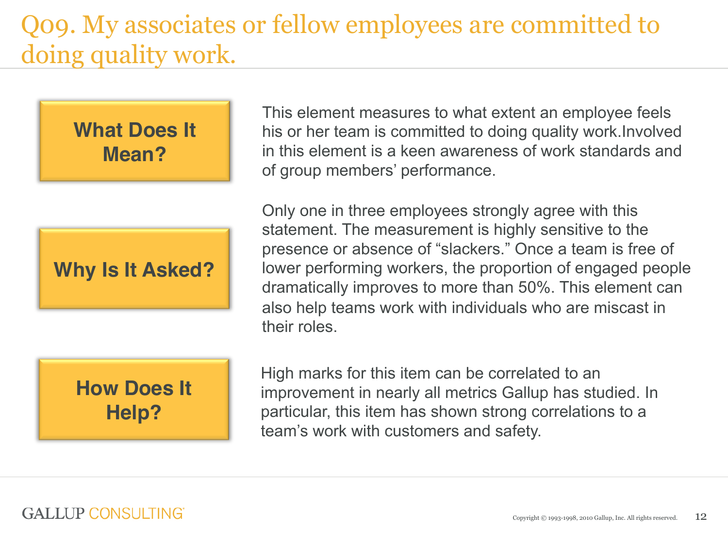# Q09. My associates or fellow employees are committed to doing quality work.

## What Does It Mean?

This element measures to what extent an employee feels his or her team is committed to doing quality work.Involved in this element is a keen awareness of work standards and of group members' performance.

## Why Is It Asked?

Only one in three employees strongly agree with this statement. The measurement is highly sensitive to the presence or absence of "slackers." Once a team is free of lower performing workers, the proportion of engaged people dramatically improves to more than 50%. This element can also help teams work with individuals who are miscast in their roles.

## How Does It Help?

High marks for this item can be correlated to an improvement in nearly all metrics Gallup has studied. In particular, this item has shown strong correlations to a team's work with customers and safety.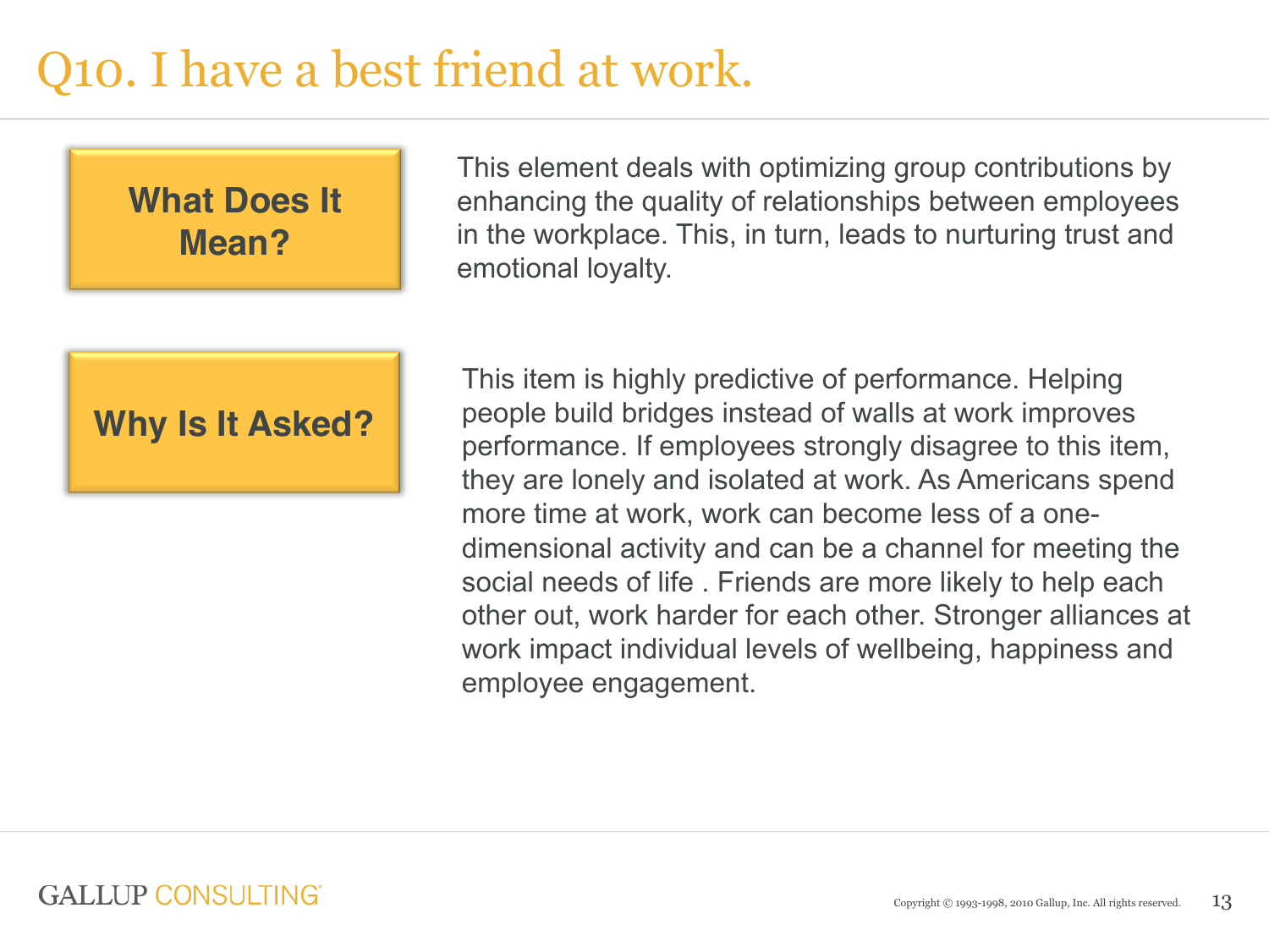# Q10. I have a best friend at work.

**What Does It Mean?**

This element deals with optimizing group contributions by enhancing the quality of relationships between employees in the workplace. This, in turn, leads to nurturing trust and emotional loyalty.

**Why Is It Asked?**

This item is highly predictive of performance. Helping people build bridges instead of walls at work improves performance. If employees strongly disagree to this item, they are lonely and isolated at work. As Americans spend more time at work, work can become less of a one-dimensional activity and can be a channel for meeting the social needs of life . Friends are more likely to help each other out, work harder for each other. Stronger alliances at work impact individual levels of wellbeing, happiness and employee engagement.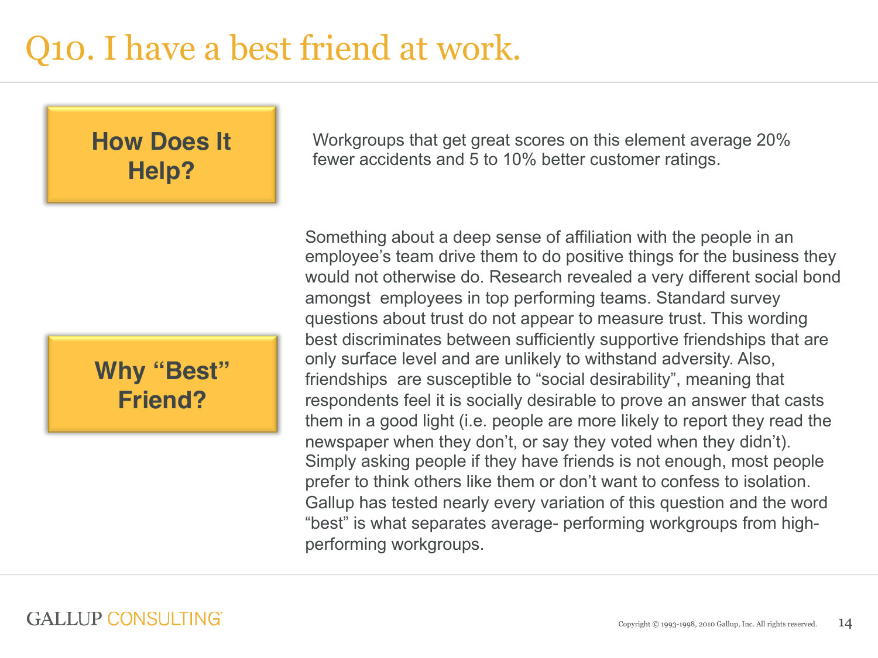# Q10. I have a best friend at work.

**How Does It Help?**

Workgroups that get great scores on this element average 20% fewer accidents and 5 to 10% better customer ratings.

**Why "Best" Friend?**

Something about a deep sense of affiliation with the people in an employee's team drive them to do positive things for the business they would not otherwise do. Research revealed a very different social bond amongst employees in top performing teams. Standard survey questions about trust do not appear to measure trust. This wording best discriminates between sufficiently supportive friendships that are only surface level and are unlikely to withstand adversity. Also, friendships are susceptible to "social desirability", meaning that respondents feel it is socially desirable to prove an answer that casts them in a good light (i.e. people are more likely to report they read the newspaper when they don't, or say they voted when they didn't). Simply asking people if they have friends is not enough, most people prefer to think others like them or don't want to confess to isolation. Gallup has tested nearly every variation of this question and the word "best" is what separates average- performing workgroups from high-performing workgroups.

GALLUP CONSULTING

Copyright © 1993-1998, 2010 Gallup, Inc. All rights reserved.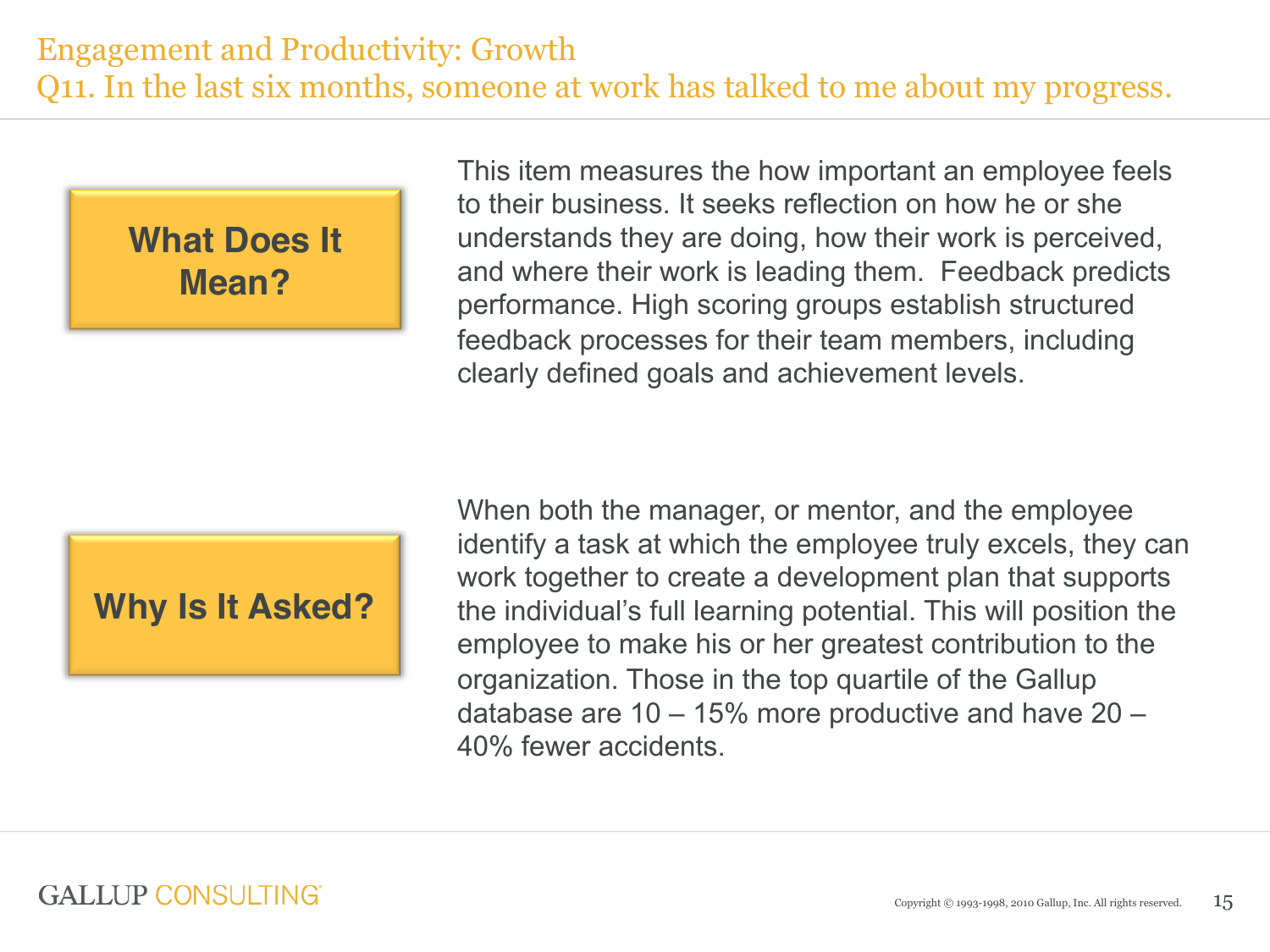# Engagement and Productivity: Growth
## Q11. In the last six months, someone at work has talked to me about my progress.

**What Does It Mean?**

This item measures the how important an employee feels to their business. It seeks reflection on how he or she understands they are doing, how their work is perceived, and where their work is leading them. Feedback predicts performance. High scoring groups establish structured feedback processes for their team members, including clearly defined goals and achievement levels.

**Why Is It Asked?**

When both the manager, or mentor, and the employee identify a task at which the employee truly excels, they can work together to create a development plan that supports the individual's full learning potential. This will position the employee to make his or her greatest contribution to the organization. Those in the top quartile of the Gallup database are 10 – 15% more productive and have 20 – 40% fewer accidents.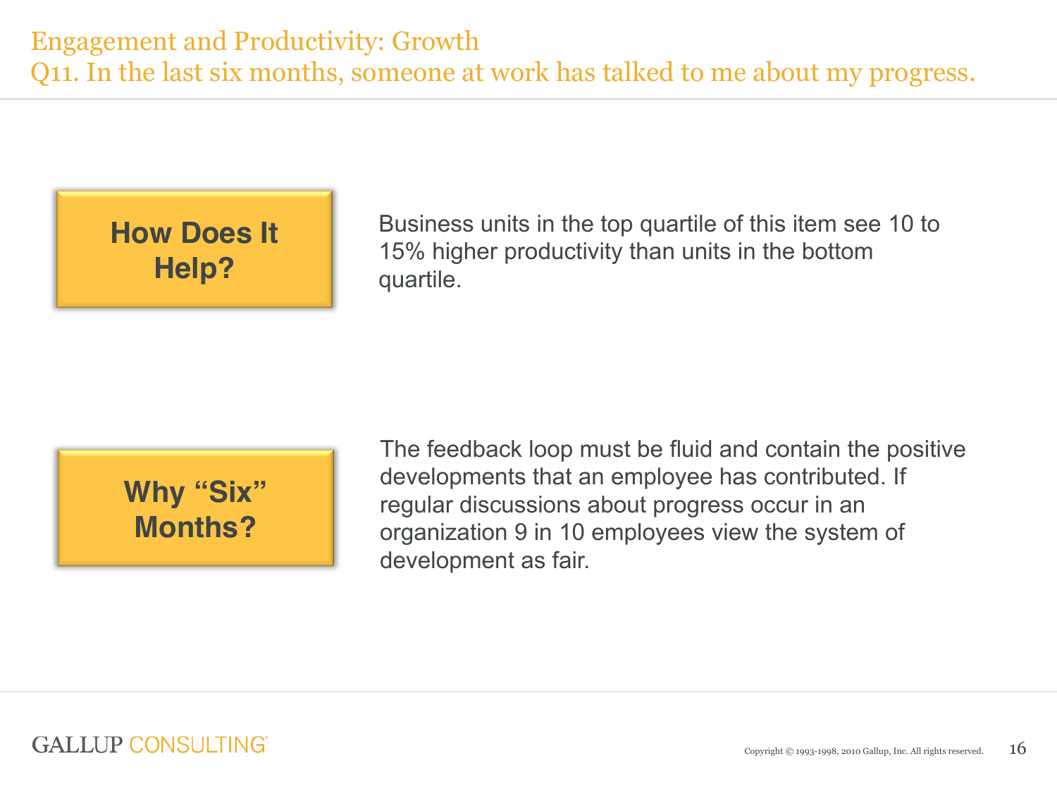# Engagement and Productivity: Growth

## Q11. In the last six months, someone at work has talked to me about my progress.

**How Does It Help?**

Business units in the top quartile of this item see 10 to 15% higher productivity than units in the bottom quartile.

**Why "Six" Months?**

The feedback loop must be fluid and contain the positive developments that an employee has contributed. If regular discussions about progress occur in an organization 9 in 10 employees view the system of development as fair.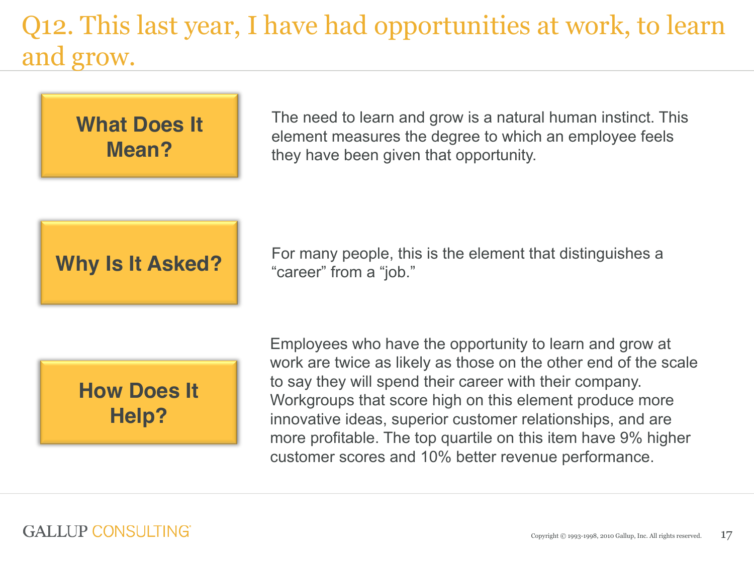# Q12. This last year, I have had opportunities at work, to learn and grow.

**What Does It Mean?**

The need to learn and grow is a natural human instinct. This element measures the degree to which an employee feels they have been given that opportunity.

**Why Is It Asked?**

For many people, this is the element that distinguishes a "career" from a "job."

**How Does It Help?**

Employees who have the opportunity to learn and grow at work are twice as likely as those on the other end of the scale to say they will spend their career with their company. Workgroups that score high on this element produce more innovative ideas, superior customer relationships, and are more profitable. The top quartile on this item have 9% higher customer scores and 10% better revenue performance.

GALLUP CONSULTING®

Copyright © 1993-1998, 2010 Gallup, Inc. All rights reserved.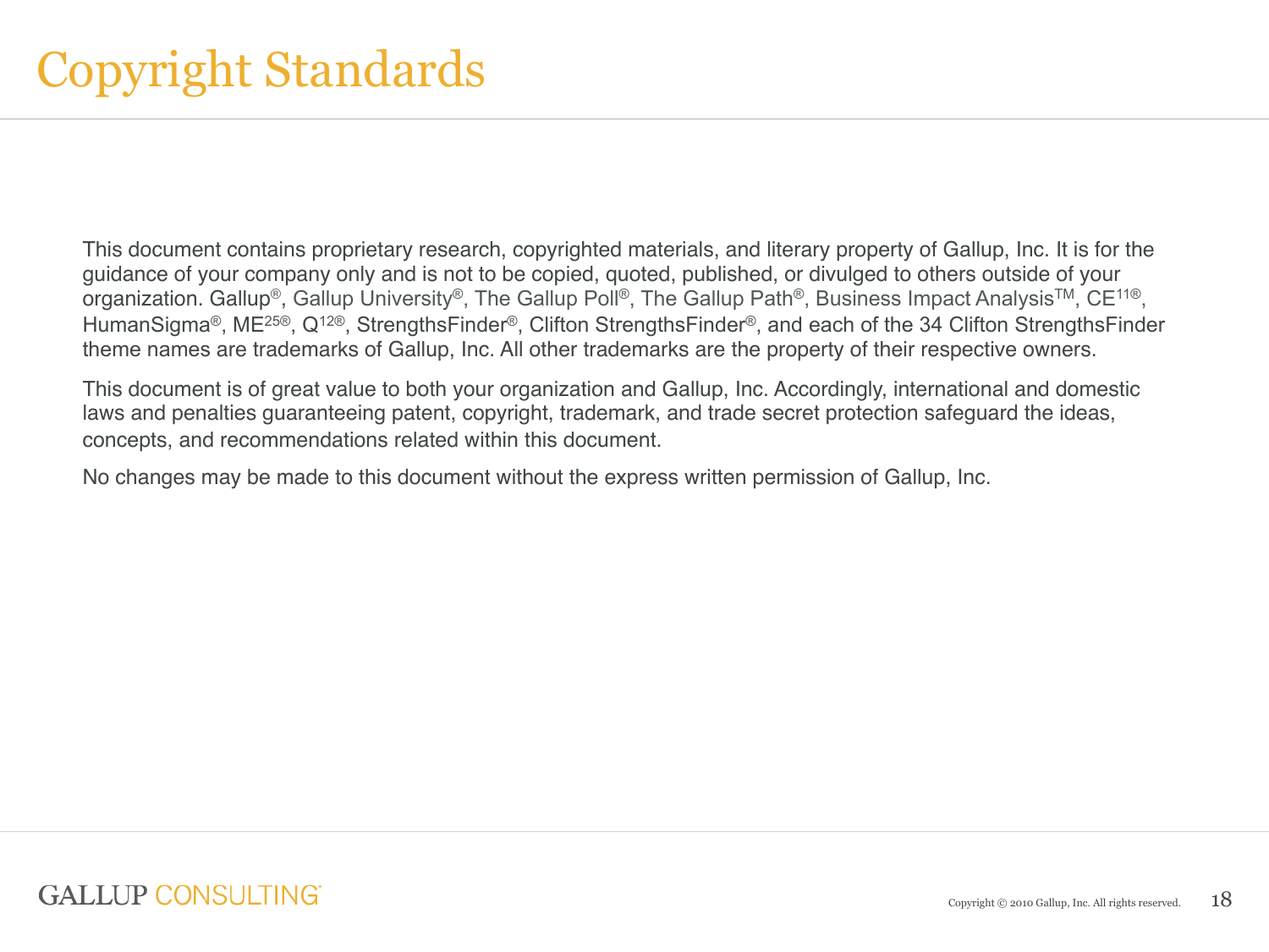# Copyright Standards

This document contains proprietary research, copyrighted materials, and literary property of Gallup, Inc. It is for the guidance of your company only and is not to be copied, quoted, published, or divulged to others outside of your organization. Gallup®, Gallup University®, The Gallup Poll®, The Gallup Path®, Business Impact Analysis™, CE11®, HumanSigma®, ME25®, Q12®, StrengthsFinder®, Clifton StrengthsFinder®, and each of the 34 Clifton StrengthsFinder theme names are trademarks of Gallup, Inc. All other trademarks are the property of their respective owners.

This document is of great value to both your organization and Gallup, Inc. Accordingly, international and domestic laws and penalties guaranteeing patent, copyright, trademark, and trade secret protection safeguard the ideas, concepts, and recommendations related within this document.

No changes may be made to this document without the express written permission of Gallup, Inc.